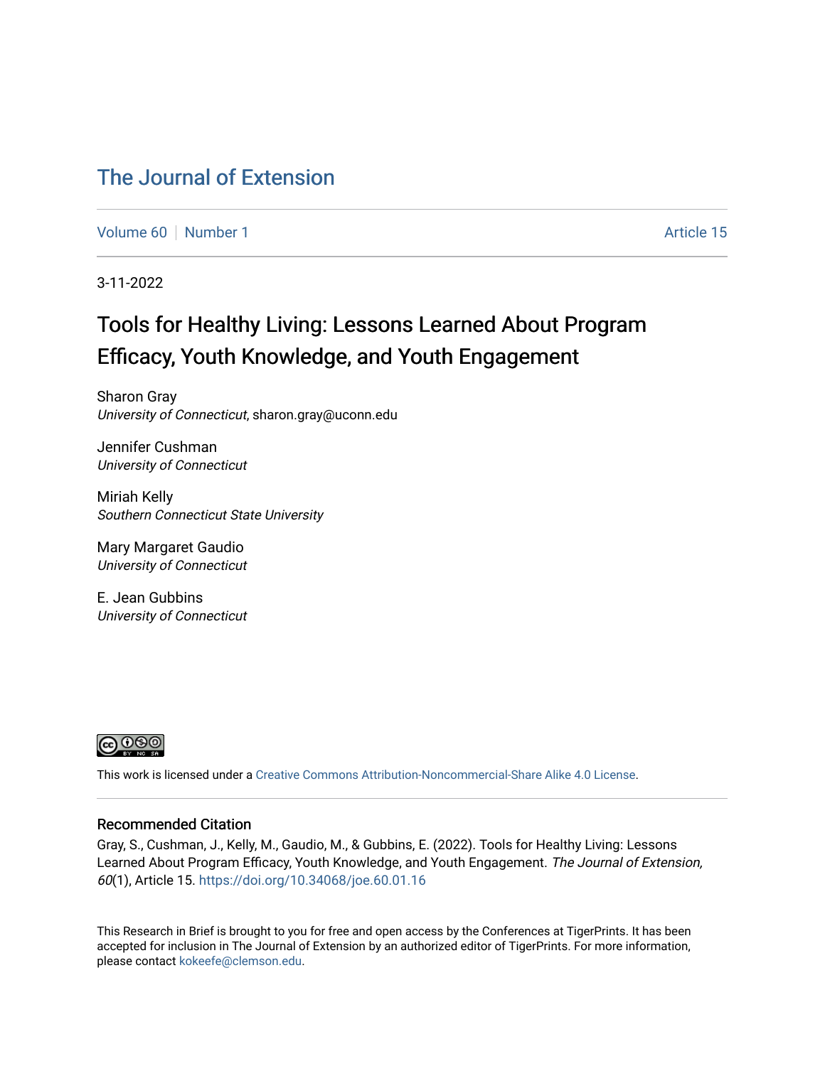# The Journal of Extension

Volume 60 | Number 1 Article 15

3-11-2022

## Tools for Healthy Living: Lessons Learned About Program Efficacy, Youth Knowledge, and Youth Engagement

Sharon Gray
*University of Connecticut*, sharon.gray@uconn.edu

Jennifer Cushman
*University of Connecticut*

Miriah Kelly
*Southern Connecticut State University*

Mary Margaret Gaudio
*University of Connecticut*

E. Jean Gubbins
*University of Connecticut*

This work is licensed under a Creative Commons Attribution-Noncommercial-Share Alike 4.0 License.

### Recommended Citation

Gray, S., Cushman, J., Kelly, M., Gaudio, M., & Gubbins, E. (2022). Tools for Healthy Living: Lessons Learned About Program Efficacy, Youth Knowledge, and Youth Engagement. *The Journal of Extension, 60*(1), Article 15. https://doi.org/10.34068/joe.60.01.16

This Research in Brief is brought to you for free and open access by the Conferences at TigerPrints. It has been accepted for inclusion in The Journal of Extension by an authorized editor of TigerPrints. For more information, please contact kokeefe@clemson.edu.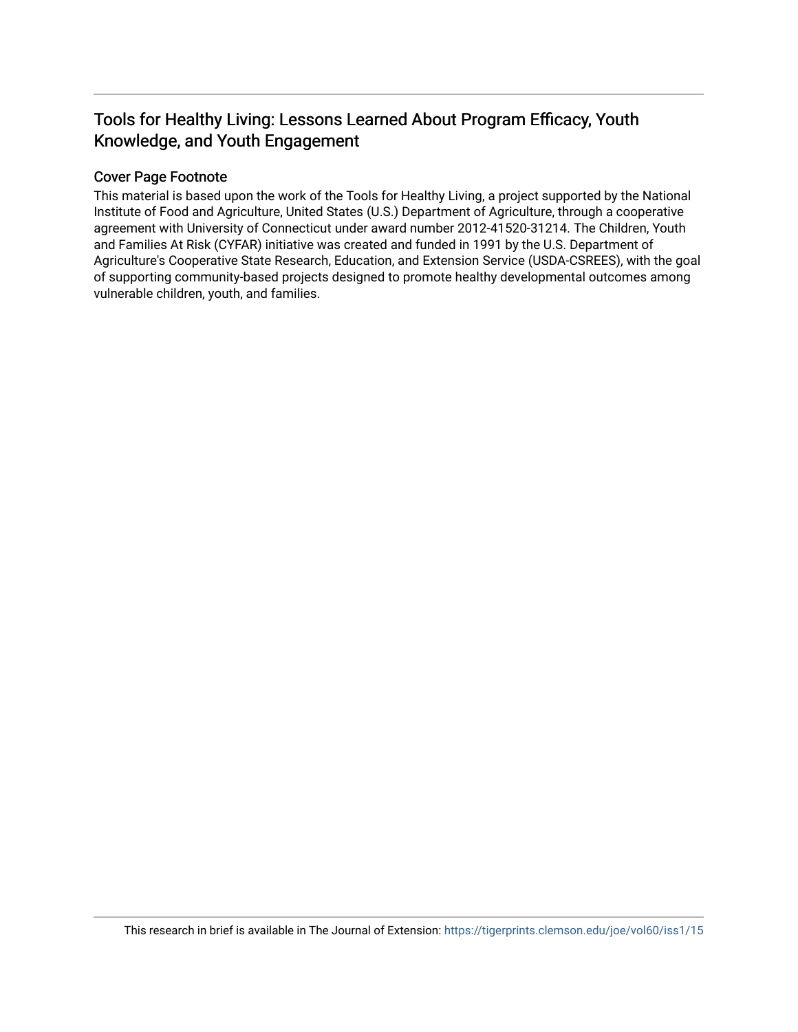## Tools for Healthy Living: Lessons Learned About Program Efficacy, Youth Knowledge, and Youth Engagement

### Cover Page Footnote

This material is based upon the work of the Tools for Healthy Living, a project supported by the National Institute of Food and Agriculture, United States (U.S.) Department of Agriculture, through a cooperative agreement with University of Connecticut under award number 2012-41520-31214. The Children, Youth and Families At Risk (CYFAR) initiative was created and funded in 1991 by the U.S. Department of Agriculture's Cooperative State Research, Education, and Extension Service (USDA-CSREES), with the goal of supporting community-based projects designed to promote healthy developmental outcomes among vulnerable children, youth, and families.

This research in brief is available in The Journal of Extension: https://tigerprints.clemson.edu/joe/vol60/iss1/15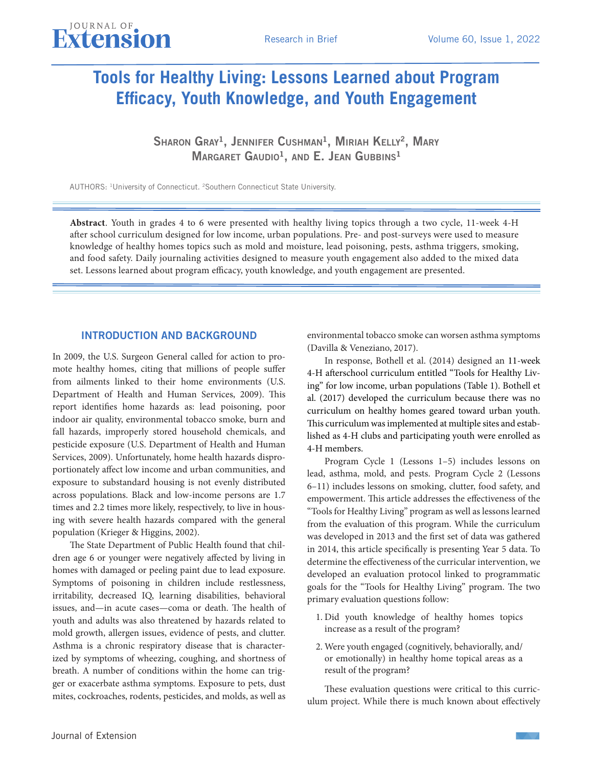# Tools for Healthy Living: Lessons Learned about Program Efficacy, Youth Knowledge, and Youth Engagement

**Sharon Gray[1], Jennifer Cushman[1], Miriah Kelly[2], Mary Margaret Gaudio[1], and E. Jean Gubbins[1]**

AUTHORS: [1]University of Connecticut. [2]Southern Connecticut State University.

**Abstract**. Youth in grades 4 to 6 were presented with healthy living topics through a two cycle, 11-week 4-H after school curriculum designed for low income, urban populations. Pre- and post-surveys were used to measure knowledge of healthy homes topics such as mold and moisture, lead poisoning, pests, asthma triggers, smoking, and food safety. Daily journaling activities designed to measure youth engagement also added to the mixed data set. Lessons learned about program efficacy, youth knowledge, and youth engagement are presented.

## INTRODUCTION AND BACKGROUND

In 2009, the U.S. Surgeon General called for action to promote healthy homes, citing that millions of people suffer from ailments linked to their home environments (U.S. Department of Health and Human Services, 2009). This report identifies home hazards as: lead poisoning, poor indoor air quality, environmental tobacco smoke, burn and fall hazards, improperly stored household chemicals, and pesticide exposure (U.S. Department of Health and Human Services, 2009). Unfortunately, home health hazards disproportionately affect low income and urban communities, and exposure to substandard housing is not evenly distributed across populations. Black and low-income persons are 1.7 times and 2.2 times more likely, respectively, to live in housing with severe health hazards compared with the general population (Krieger & Higgins, 2002).

The State Department of Public Health found that children age 6 or younger were negatively affected by living in homes with damaged or peeling paint due to lead exposure. Symptoms of poisoning in children include restlessness, irritability, decreased IQ, learning disabilities, behavioral issues, and—in acute cases—coma or death. The health of youth and adults was also threatened by hazards related to mold growth, allergen issues, evidence of pests, and clutter. Asthma is a chronic respiratory disease that is characterized by symptoms of wheezing, coughing, and shortness of breath. A number of conditions within the home can trigger or exacerbate asthma symptoms. Exposure to pets, dust mites, cockroaches, rodents, pesticides, and molds, as well as environmental tobacco smoke can worsen asthma symptoms (Davilla & Veneziano, 2017).

In response, Bothell et al. (2014) designed an 11-week 4-H afterschool curriculum entitled "Tools for Healthy Living" for low income, urban populations (Table 1). Bothell et al. (2017) developed the curriculum because there was no curriculum on healthy homes geared toward urban youth. This curriculum was implemented at multiple sites and established as 4-H clubs and participating youth were enrolled as 4-H members.

Program Cycle 1 (Lessons 1–5) includes lessons on lead, asthma, mold, and pests. Program Cycle 2 (Lessons 6–11) includes lessons on smoking, clutter, food safety, and empowerment. This article addresses the effectiveness of the "Tools for Healthy Living" program as well as lessons learned from the evaluation of this program. While the curriculum was developed in 2013 and the first set of data was gathered in 2014, this article specifically is presenting Year 5 data. To determine the effectiveness of the curricular intervention, we developed an evaluation protocol linked to programmatic goals for the "Tools for Healthy Living" program. The two primary evaluation questions follow:

1. Did youth knowledge of healthy homes topics increase as a result of the program?
2. Were youth engaged (cognitively, behaviorally, and/or emotionally) in healthy home topical areas as a result of the program?

These evaluation questions were critical to this curriculum project. While there is much known about effectively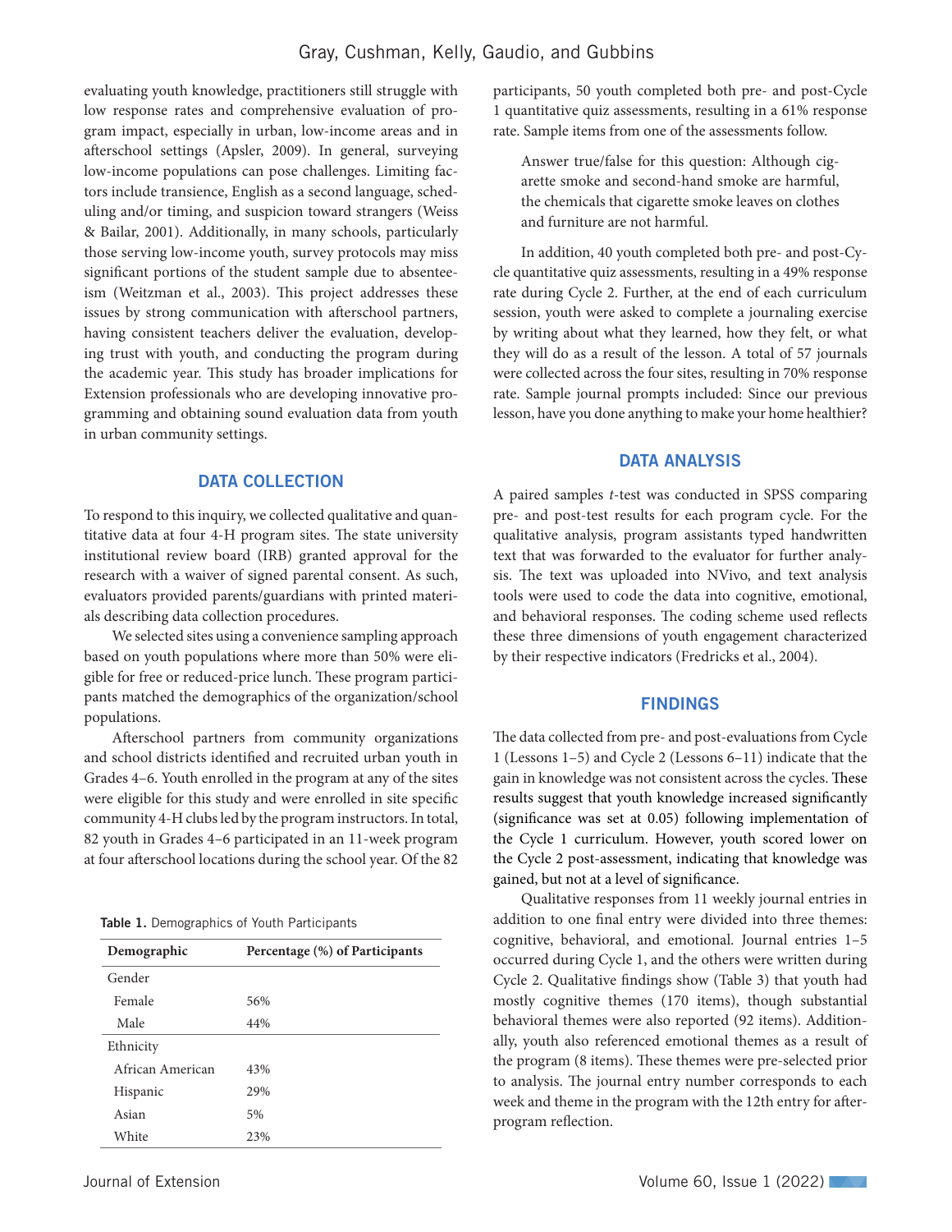evaluating youth knowledge, practitioners still struggle with low response rates and comprehensive evaluation of program impact, especially in urban, low-income areas and in afterschool settings (Apsler, 2009). In general, surveying low-income populations can pose challenges. Limiting factors include transience, English as a second language, scheduling and/or timing, and suspicion toward strangers (Weiss & Bailar, 2001). Additionally, in many schools, particularly those serving low-income youth, survey protocols may miss significant portions of the student sample due to absenteeism (Weitzman et al., 2003). This project addresses these issues by strong communication with afterschool partners, having consistent teachers deliver the evaluation, developing trust with youth, and conducting the program during the academic year. This study has broader implications for Extension professionals who are developing innovative programming and obtaining sound evaluation data from youth in urban community settings.

## DATA COLLECTION

To respond to this inquiry, we collected qualitative and quantitative data at four 4-H program sites. The state university institutional review board (IRB) granted approval for the research with a waiver of signed parental consent. As such, evaluators provided parents/guardians with printed materials describing data collection procedures.

We selected sites using a convenience sampling approach based on youth populations where more than 50% were eligible for free or reduced-price lunch. These program participants matched the demographics of the organization/school populations.

Afterschool partners from community organizations and school districts identified and recruited urban youth in Grades 4–6. Youth enrolled in the program at any of the sites were eligible for this study and were enrolled in site specific community 4-H clubs led by the program instructors. In total, 82 youth in Grades 4–6 participated in an 11-week program at four afterschool locations during the school year. Of the 82 participants, 50 youth completed both pre- and post-Cycle 1 quantitative quiz assessments, resulting in a 61% response rate. Sample items from one of the assessments follow.

> Answer true/false for this question: Although cigarette smoke and second-hand smoke are harmful, the chemicals that cigarette smoke leaves on clothes and furniture are not harmful.

In addition, 40 youth completed both pre- and post-Cycle quantitative quiz assessments, resulting in a 49% response rate during Cycle 2. Further, at the end of each curriculum session, youth were asked to complete a journaling exercise by writing about what they learned, how they felt, or what they will do as a result of the lesson. A total of 57 journals were collected across the four sites, resulting in 70% response rate. Sample journal prompts included: Since our previous lesson, have you done anything to make your home healthier?

**Table 1.** Demographics of Youth Participants

| Demographic | Percentage (%) of Participants |
|---|---|
| Gender | |
| Female | 56% |
| Male | 44% |
| Ethnicity | |
| African American | 43% |
| Hispanic | 29% |
| Asian | 5% |
| White | 23% |

## DATA ANALYSIS

A paired samples *t*-test was conducted in SPSS comparing pre- and post-test results for each program cycle. For the qualitative analysis, program assistants typed handwritten text that was forwarded to the evaluator for further analysis. The text was uploaded into NVivo, and text analysis tools were used to code the data into cognitive, emotional, and behavioral responses. The coding scheme used reflects these three dimensions of youth engagement characterized by their respective indicators (Fredricks et al., 2004).

## FINDINGS

The data collected from pre- and post-evaluations from Cycle 1 (Lessons 1–5) and Cycle 2 (Lessons 6–11) indicate that the gain in knowledge was not consistent across the cycles. These results suggest that youth knowledge increased significantly (significance was set at 0.05) following implementation of the Cycle 1 curriculum. However, youth scored lower on the Cycle 2 post-assessment, indicating that knowledge was gained, but not at a level of significance.

Qualitative responses from 11 weekly journal entries in addition to one final entry were divided into three themes: cognitive, behavioral, and emotional. Journal entries 1–5 occurred during Cycle 1, and the others were written during Cycle 2. Qualitative findings show (Table 3) that youth had mostly cognitive themes (170 items), though substantial behavioral themes were also reported (92 items). Additionally, youth also referenced emotional themes as a result of the program (8 items). These themes were pre-selected prior to analysis. The journal entry number corresponds to each week and theme in the program with the 12th entry for after-program reflection.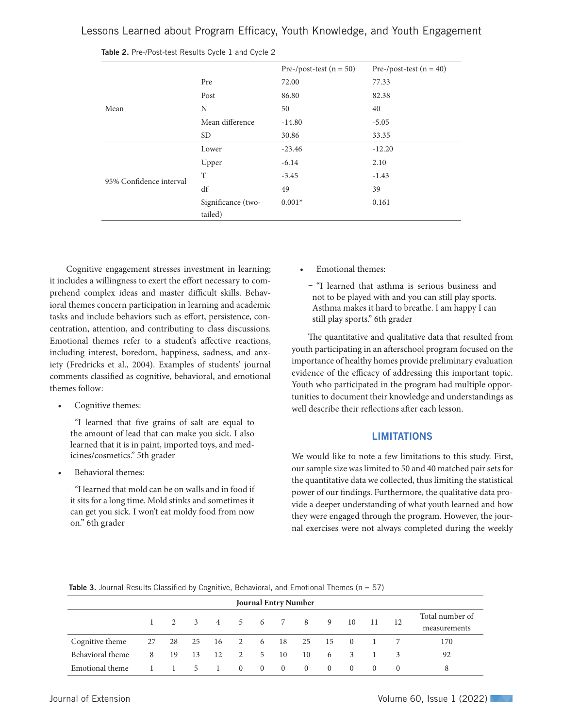**Table 2.** Pre-/Post-test Results Cycle 1 and Cycle 2

| | | Pre-/post-test (n = 50) | Pre-/post-test (n = 40) |
|---|---|---|---|
| Mean | Pre | 72.00 | 77.33 |
| | Post | 86.80 | 82.38 |
| | N | 50 | 40 |
| | Mean difference | -14.80 | -5.05 |
| | SD | 30.86 | 33.35 |
| 95% Confidence interval | Lower | -23.46 | -12.20 |
| | Upper | -6.14 | 2.10 |
| | T | -3.45 | -1.43 |
| | df | 49 | 39 |
| | Significance (two-tailed) | 0.001* | 0.161 |

Cognitive engagement stresses investment in learning; it includes a willingness to exert the effort necessary to comprehend complex ideas and master difficult skills. Behavioral themes concern participation in learning and academic tasks and include behaviors such as effort, persistence, concentration, attention, and contributing to class discussions. Emotional themes refer to a student's affective reactions, including interest, boredom, happiness, sadness, and anxiety (Fredricks et al., 2004). Examples of students' journal comments classified as cognitive, behavioral, and emotional themes follow:

- Cognitive themes:
  - "I learned that five grains of salt are equal to the amount of lead that can make you sick. I also learned that it is in paint, imported toys, and medicines/cosmetics." 5th grader
- Behavioral themes:
  - "I learned that mold can be on walls and in food if it sits for a long time. Mold stinks and sometimes it can get you sick. I won't eat moldy food from now on." 6th grader
- Emotional themes:
  - "I learned that asthma is serious business and not to be played with and you can still play sports. Asthma makes it hard to breathe. I am happy I can still play sports." 6th grader

The quantitative and qualitative data that resulted from youth participating in an afterschool program focused on the importance of healthy homes provide preliminary evaluation evidence of the efficacy of addressing this important topic. Youth who participated in the program had multiple opportunities to document their knowledge and understandings as well describe their reflections after each lesson.

## LIMITATIONS

We would like to note a few limitations to this study. First, our sample size was limited to 50 and 40 matched pair sets for the quantitative data we collected, thus limiting the statistical power of our findings. Furthermore, the qualitative data provide a deeper understanding of what youth learned and how they were engaged through the program. However, the journal exercises were not always completed during the weekly

**Table 3.** Journal Results Classified by Cognitive, Behavioral, and Emotional Themes (n = 57)

| | Journal Entry Number | | | | | | | | | | | | |
|---|---|---|---|---|---|---|---|---|---|---|---|---|---|
| | 1 | 2 | 3 | 4 | 5 | 6 | 7 | 8 | 9 | 10 | 11 | 12 | Total number of measurements |
| Cognitive theme | 27 | 28 | 25 | 16 | 2 | 6 | 18 | 25 | 15 | 0 | 1 | 7 | 170 |
| Behavioral theme | 8 | 19 | 13 | 12 | 2 | 5 | 10 | 10 | 6 | 3 | 1 | 3 | 92 |
| Emotional theme | 1 | 1 | 5 | 1 | 0 | 0 | 0 | 0 | 0 | 0 | 0 | 0 | 8 |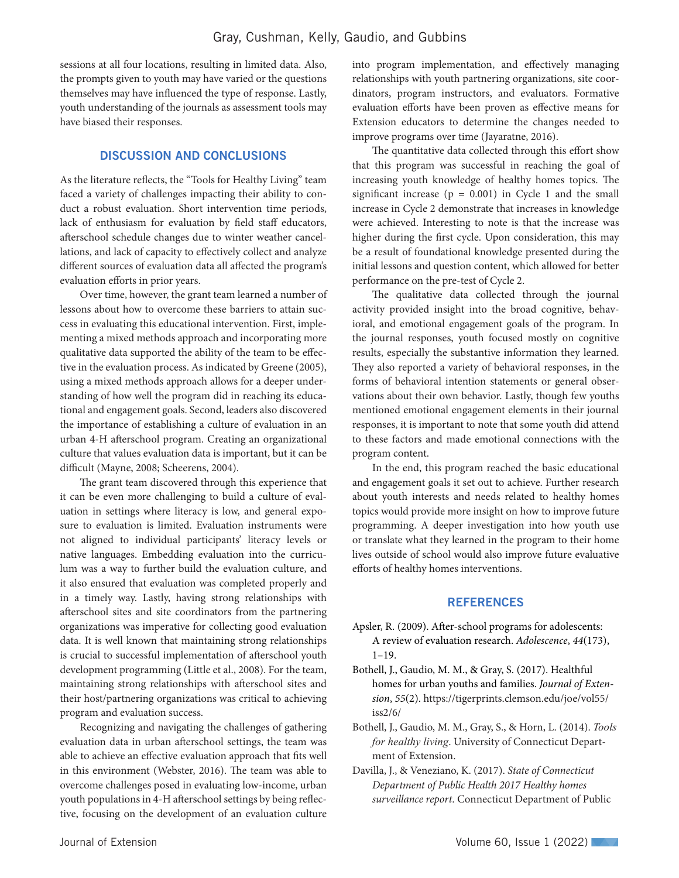sessions at all four locations, resulting in limited data. Also, the prompts given to youth may have varied or the questions themselves may have influenced the type of response. Lastly, youth understanding of the journals as assessment tools may have biased their responses.

## DISCUSSION AND CONCLUSIONS

As the literature reflects, the "Tools for Healthy Living" team faced a variety of challenges impacting their ability to conduct a robust evaluation. Short intervention time periods, lack of enthusiasm for evaluation by field staff educators, afterschool schedule changes due to winter weather cancellations, and lack of capacity to effectively collect and analyze different sources of evaluation data all affected the program's evaluation efforts in prior years.

Over time, however, the grant team learned a number of lessons about how to overcome these barriers to attain success in evaluating this educational intervention. First, implementing a mixed methods approach and incorporating more qualitative data supported the ability of the team to be effective in the evaluation process. As indicated by Greene (2005), using a mixed methods approach allows for a deeper understanding of how well the program did in reaching its educational and engagement goals. Second, leaders also discovered the importance of establishing a culture of evaluation in an urban 4-H afterschool program. Creating an organizational culture that values evaluation data is important, but it can be difficult (Mayne, 2008; Scheerens, 2004).

The grant team discovered through this experience that it can be even more challenging to build a culture of evaluation in settings where literacy is low, and general exposure to evaluation is limited. Evaluation instruments were not aligned to individual participants' literacy levels or native languages. Embedding evaluation into the curriculum was a way to further build the evaluation culture, and it also ensured that evaluation was completed properly and in a timely way. Lastly, having strong relationships with afterschool sites and site coordinators from the partnering organizations was imperative for collecting good evaluation data. It is well known that maintaining strong relationships is crucial to successful implementation of afterschool youth development programming (Little et al., 2008). For the team, maintaining strong relationships with afterschool sites and their host/partnering organizations was critical to achieving program and evaluation success.

Recognizing and navigating the challenges of gathering evaluation data in urban afterschool settings, the team was able to achieve an effective evaluation approach that fits well in this environment (Webster, 2016). The team was able to overcome challenges posed in evaluating low-income, urban youth populations in 4-H afterschool settings by being reflective, focusing on the development of an evaluation culture into program implementation, and effectively managing relationships with youth partnering organizations, site coordinators, program instructors, and evaluators. Formative evaluation efforts have been proven as effective means for Extension educators to determine the changes needed to improve programs over time (Jayaratne, 2016).

The quantitative data collected through this effort show that this program was successful in reaching the goal of increasing youth knowledge of healthy homes topics. The significant increase ($p = 0.001$) in Cycle 1 and the small increase in Cycle 2 demonstrate that increases in knowledge were achieved. Interesting to note is that the increase was higher during the first cycle. Upon consideration, this may be a result of foundational knowledge presented during the initial lessons and question content, which allowed for better performance on the pre-test of Cycle 2.

The qualitative data collected through the journal activity provided insight into the broad cognitive, behavioral, and emotional engagement goals of the program. In the journal responses, youth focused mostly on cognitive results, especially the substantive information they learned. They also reported a variety of behavioral responses, in the forms of behavioral intention statements or general observations about their own behavior. Lastly, though few youths mentioned emotional engagement elements in their journal responses, it is important to note that some youth did attend to these factors and made emotional connections with the program content.

In the end, this program reached the basic educational and engagement goals it set out to achieve. Further research about youth interests and needs related to healthy homes topics would provide more insight on how to improve future programming. A deeper investigation into how youth use or translate what they learned in the program to their home lives outside of school would also improve future evaluative efforts of healthy homes interventions.

## REFERENCES

Apsler, R. (2009). After-school programs for adolescents: A review of evaluation research. *Adolescence*, *44*(173), 1–19.

Bothell, J., Gaudio, M. M., & Gray, S. (2017). Healthful homes for urban youths and families. *Journal of Extension*, *55*(2). https://tigerprints.clemson.edu/joe/vol55/iss2/6/

Bothell, J., Gaudio, M. M., Gray, S., & Horn, L. (2014). *Tools for healthy living*. University of Connecticut Department of Extension.

Davilla, J., & Veneziano, K. (2017). *State of Connecticut Department of Public Health 2017 Healthy homes surveillance report*. Connecticut Department of Public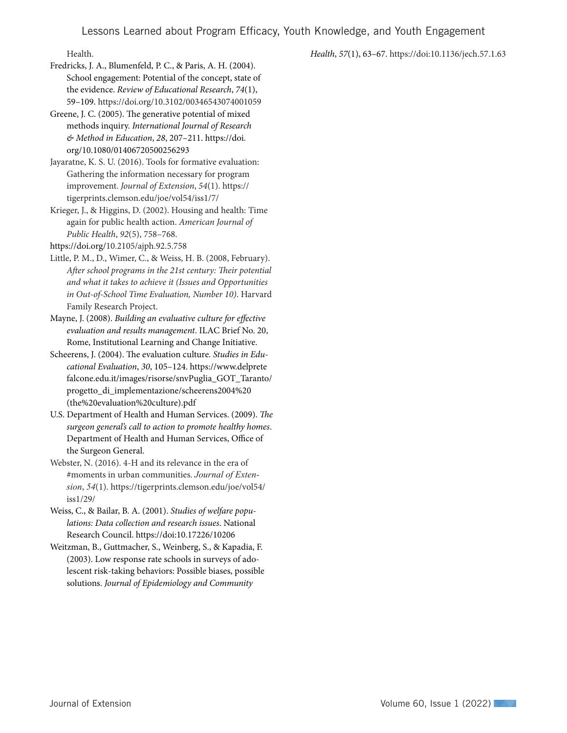Health.

Fredricks, J. A., Blumenfeld, P. C., & Paris, A. H. (2004). School engagement: Potential of the concept, state of the evidence. *Review of Educational Research*, *74*(1), 59–109. https://doi.org/10.3102/00346543074001059

Greene, J. C. (2005). The generative potential of mixed methods inquiry. *International Journal of Research & Method in Education*, *28*, 207–211. https://doi.org/10.1080/01406720500256293

Jayaratne, K. S. U. (2016). Tools for formative evaluation: Gathering the information necessary for program improvement. *Journal of Extension*, *54*(1). https://tigerprints.clemson.edu/joe/vol54/iss1/7/

Krieger, J., & Higgins, D. (2002). Housing and health: Time again for public health action. *American Journal of Public Health*, *92*(5), 758–768.
https://doi.org/10.2105/ajph.92.5.758

Little, P. M., D., Wimer, C., & Weiss, H. B. (2008, February). *After school programs in the 21st century: Their potential and what it takes to achieve it (Issues and Opportunities in Out-of-School Time Evaluation, Number 10)*. Harvard Family Research Project.

Mayne, J. (2008). *Building an evaluative culture for effective evaluation and results management*. ILAC Brief No. 20, Rome, Institutional Learning and Change Initiative.

Scheerens, J. (2004). The evaluation culture. *Studies in Educational Evaluation*, *30*, 105–124. https://www.delpretefalcone.edu.it/images/risorse/snvPuglia_GOT_Taranto/progetto_di_implementazione/scheerens2004%20(the%20evaluation%20culture).pdf

U.S. Department of Health and Human Services. (2009). *The surgeon general's call to action to promote healthy homes*. Department of Health and Human Services, Office of the Surgeon General.

Webster, N. (2016). 4-H and its relevance in the era of #moments in urban communities. *Journal of Extension*, *54*(1). https://tigerprints.clemson.edu/joe/vol54/iss1/29/

Weiss, C., & Bailar, B. A. (2001). *Studies of welfare populations: Data collection and research issues*. National Research Council. https://doi:10.17226/10206

Weitzman, B., Guttmacher, S., Weinberg, S., & Kapadia, F. (2003). Low response rate schools in surveys of adolescent risk-taking behaviors: Possible biases, possible solutions. *Journal of Epidemiology and Community Health*, *57*(1), 63–67. https://doi:10.1136/jech.57.1.63